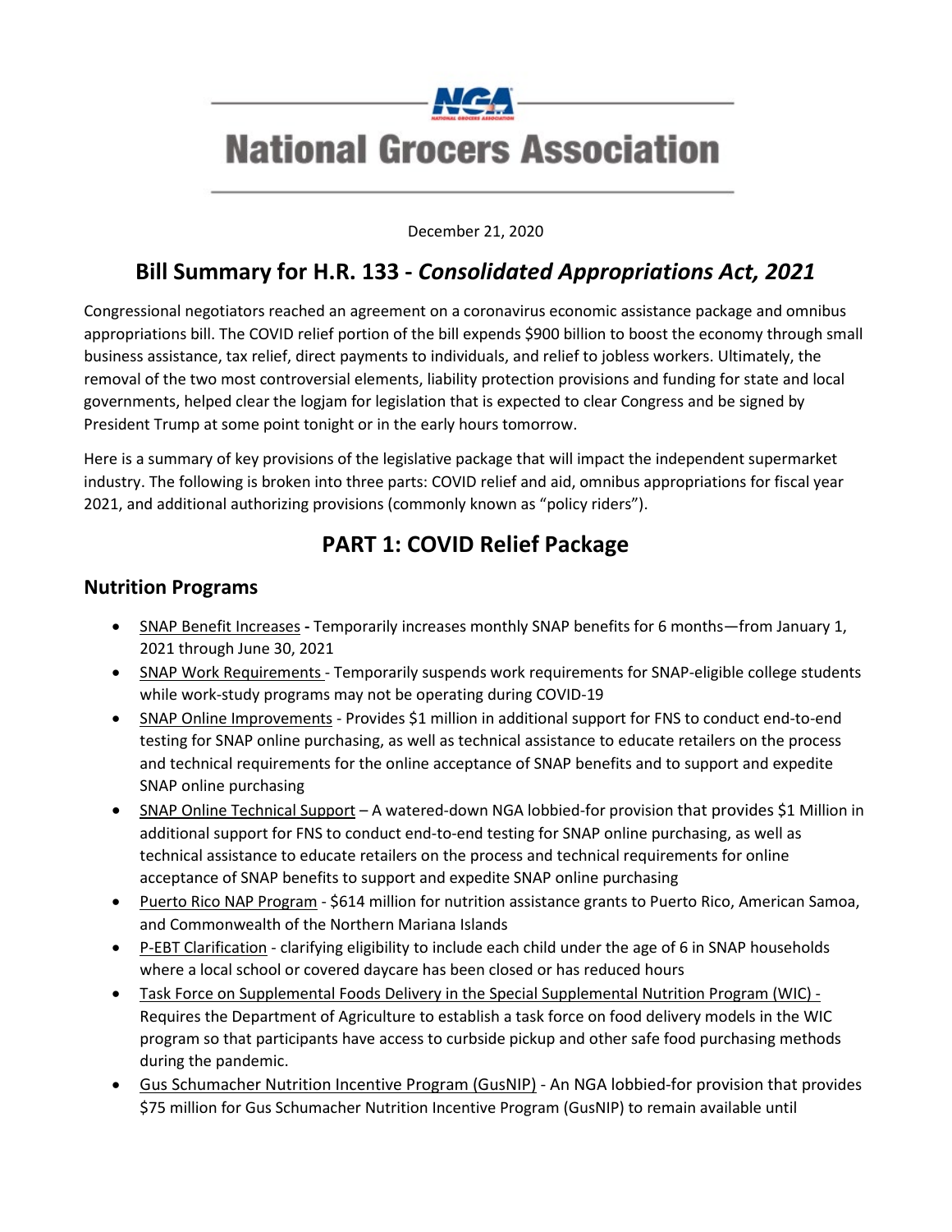# National Grocers Association

December 21, 2020

## Bill Summary for H.R. 133 - *Consolidated Appropriations Act, 2021*

Congressional negotiators reached an agreement on a coronavirus economic assistance package and omnibus appropriations bill. The COVID relief portion of the bill expends $900 billion to boost the economy through small business assistance, tax relief, direct payments to individuals, and relief to jobless workers. Ultimately, the removal of the two most controversial elements, liability protection provisions and funding for state and local governments, helped clear the logjam for legislation that is expected to clear Congress and be signed by President Trump at some point tonight or in the early hours tomorrow.

Here is a summary of key provisions of the legislative package that will impact the independent supermarket industry. The following is broken into three parts: COVID relief and aid, omnibus appropriations for fiscal year 2021, and additional authorizing provisions (commonly known as "policy riders").

## PART 1: COVID Relief Package

### Nutrition Programs

- <u>SNAP Benefit Increases</u> **-** Temporarily increases monthly SNAP benefits for 6 months—from January 1, 2021 through June 30, 2021
- <u>SNAP Work Requirements</u> - Temporarily suspends work requirements for SNAP-eligible college students while work-study programs may not be operating during COVID-19
- <u>SNAP Online Improvements</u> - Provides $1 million in additional support for FNS to conduct end-to-end testing for SNAP online purchasing, as well as technical assistance to educate retailers on the process and technical requirements for the online acceptance of SNAP benefits and to support and expedite SNAP online purchasing
- <u>SNAP Online Technical Support</u> – A watered-down NGA lobbied-for provision that provides $1 Million in additional support for FNS to conduct end-to-end testing for SNAP online purchasing, as well as technical assistance to educate retailers on the process and technical requirements for online acceptance of SNAP benefits to support and expedite SNAP online purchasing
- <u>Puerto Rico NAP Program</u> - $614 million for nutrition assistance grants to Puerto Rico, American Samoa, and Commonwealth of the Northern Mariana Islands
- <u>P-EBT Clarification</u> - clarifying eligibility to include each child under the age of 6 in SNAP households where a local school or covered daycare has been closed or has reduced hours
- <u>Task Force on Supplemental Foods Delivery in the Special Supplemental Nutrition Program (WIC) -</u> Requires the Department of Agriculture to establish a task force on food delivery models in the WIC program so that participants have access to curbside pickup and other safe food purchasing methods during the pandemic.
- <u>Gus Schumacher Nutrition Incentive Program (GusNIP)</u> - An NGA lobbied-for provision that provides $75 million for Gus Schumacher Nutrition Incentive Program (GusNIP) to remain available until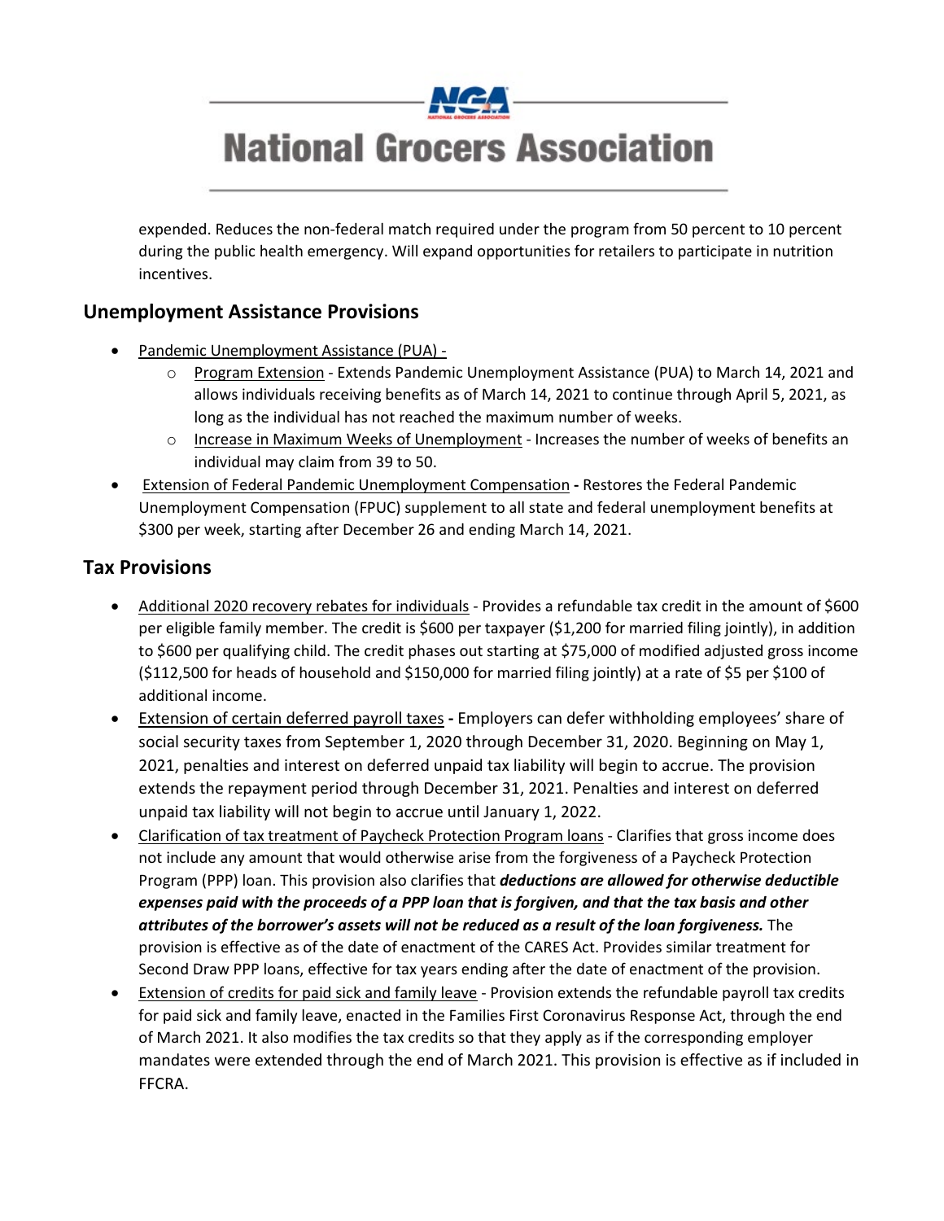expended. Reduces the non-federal match required under the program from 50 percent to 10 percent during the public health emergency. Will expand opportunities for retailers to participate in nutrition incentives.

## Unemployment Assistance Provisions

- Pandemic Unemployment Assistance (PUA) -
  - Program Extension - Extends Pandemic Unemployment Assistance (PUA) to March 14, 2021 and allows individuals receiving benefits as of March 14, 2021 to continue through April 5, 2021, as long as the individual has not reached the maximum number of weeks.
  - Increase in Maximum Weeks of Unemployment - Increases the number of weeks of benefits an individual may claim from 39 to 50.
- Extension of Federal Pandemic Unemployment Compensation **-** Restores the Federal Pandemic Unemployment Compensation (FPUC) supplement to all state and federal unemployment benefits at $300 per week, starting after December 26 and ending March 14, 2021.

## Tax Provisions

- Additional 2020 recovery rebates for individuals - Provides a refundable tax credit in the amount of $600 per eligible family member. The credit is $600 per taxpayer ($1,200 for married filing jointly), in addition to $600 per qualifying child. The credit phases out starting at $75,000 of modified adjusted gross income ($112,500 for heads of household and $150,000 for married filing jointly) at a rate of $5 per $100 of additional income.
- Extension of certain deferred payroll taxes **-** Employers can defer withholding employees' share of social security taxes from September 1, 2020 through December 31, 2020. Beginning on May 1, 2021, penalties and interest on deferred unpaid tax liability will begin to accrue. The provision extends the repayment period through December 31, 2021. Penalties and interest on deferred unpaid tax liability will not begin to accrue until January 1, 2022.
- Clarification of tax treatment of Paycheck Protection Program loans - Clarifies that gross income does not include any amount that would otherwise arise from the forgiveness of a Paycheck Protection Program (PPP) loan. This provision also clarifies that ***deductions are allowed for otherwise deductible expenses paid with the proceeds of a PPP loan that is forgiven, and that the tax basis and other attributes of the borrower's assets will not be reduced as a result of the loan forgiveness.*** The provision is effective as of the date of enactment of the CARES Act. Provides similar treatment for Second Draw PPP loans, effective for tax years ending after the date of enactment of the provision.
- Extension of credits for paid sick and family leave - Provision extends the refundable payroll tax credits for paid sick and family leave, enacted in the Families First Coronavirus Response Act, through the end of March 2021. It also modifies the tax credits so that they apply as if the corresponding employer mandates were extended through the end of March 2021. This provision is effective as if included in FFCRA.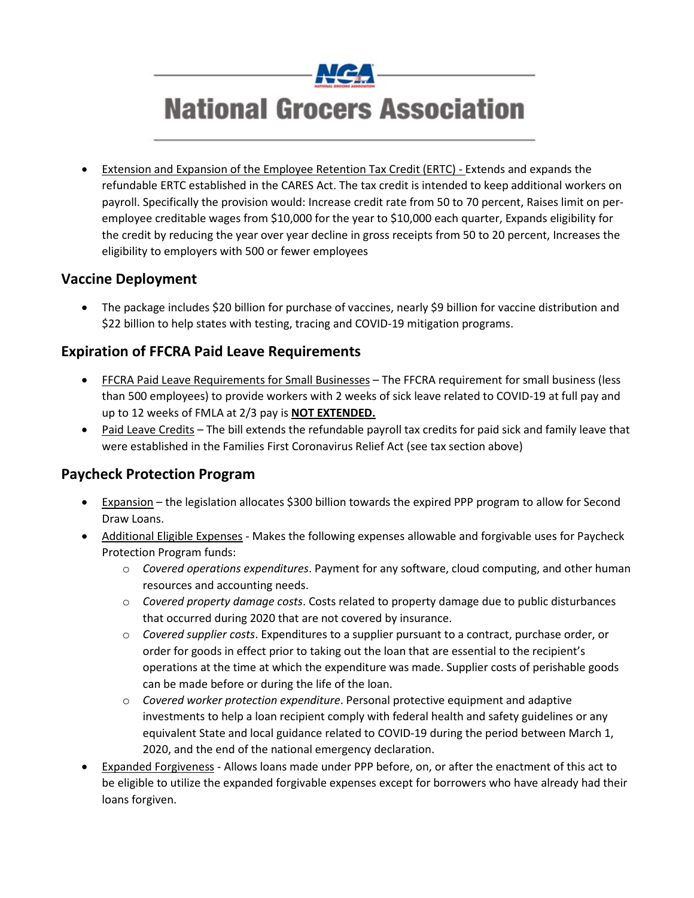- Extension and Expansion of the Employee Retention Tax Credit (ERTC) - Extends and expands the refundable ERTC established in the CARES Act. The tax credit is intended to keep additional workers on payroll. Specifically the provision would: Increase credit rate from 50 to 70 percent, Raises limit on per-employee creditable wages from $10,000 for the year to $10,000 each quarter, Expands eligibility for the credit by reducing the year over year decline in gross receipts from 50 to 20 percent, Increases the eligibility to employers with 500 or fewer employees

## Vaccine Deployment

- The package includes $20 billion for purchase of vaccines, nearly $9 billion for vaccine distribution and $22 billion to help states with testing, tracing and COVID-19 mitigation programs.

## Expiration of FFCRA Paid Leave Requirements

- FFCRA Paid Leave Requirements for Small Businesses – The FFCRA requirement for small business (less than 500 employees) to provide workers with 2 weeks of sick leave related to COVID-19 at full pay and up to 12 weeks of FMLA at 2/3 pay is **NOT EXTENDED.**
- Paid Leave Credits – The bill extends the refundable payroll tax credits for paid sick and family leave that were established in the Families First Coronavirus Relief Act (see tax section above)

## Paycheck Protection Program

- Expansion – the legislation allocates $300 billion towards the expired PPP program to allow for Second Draw Loans.
- Additional Eligible Expenses - Makes the following expenses allowable and forgivable uses for Paycheck Protection Program funds:
  - *Covered operations expenditures*. Payment for any software, cloud computing, and other human resources and accounting needs.
  - *Covered property damage costs*. Costs related to property damage due to public disturbances that occurred during 2020 that are not covered by insurance.
  - *Covered supplier costs*. Expenditures to a supplier pursuant to a contract, purchase order, or order for goods in effect prior to taking out the loan that are essential to the recipient's operations at the time at which the expenditure was made. Supplier costs of perishable goods can be made before or during the life of the loan.
  - *Covered worker protection expenditure*. Personal protective equipment and adaptive investments to help a loan recipient comply with federal health and safety guidelines or any equivalent State and local guidance related to COVID-19 during the period between March 1, 2020, and the end of the national emergency declaration.
- Expanded Forgiveness - Allows loans made under PPP before, on, or after the enactment of this act to be eligible to utilize the expanded forgivable expenses except for borrowers who have already had their loans forgiven.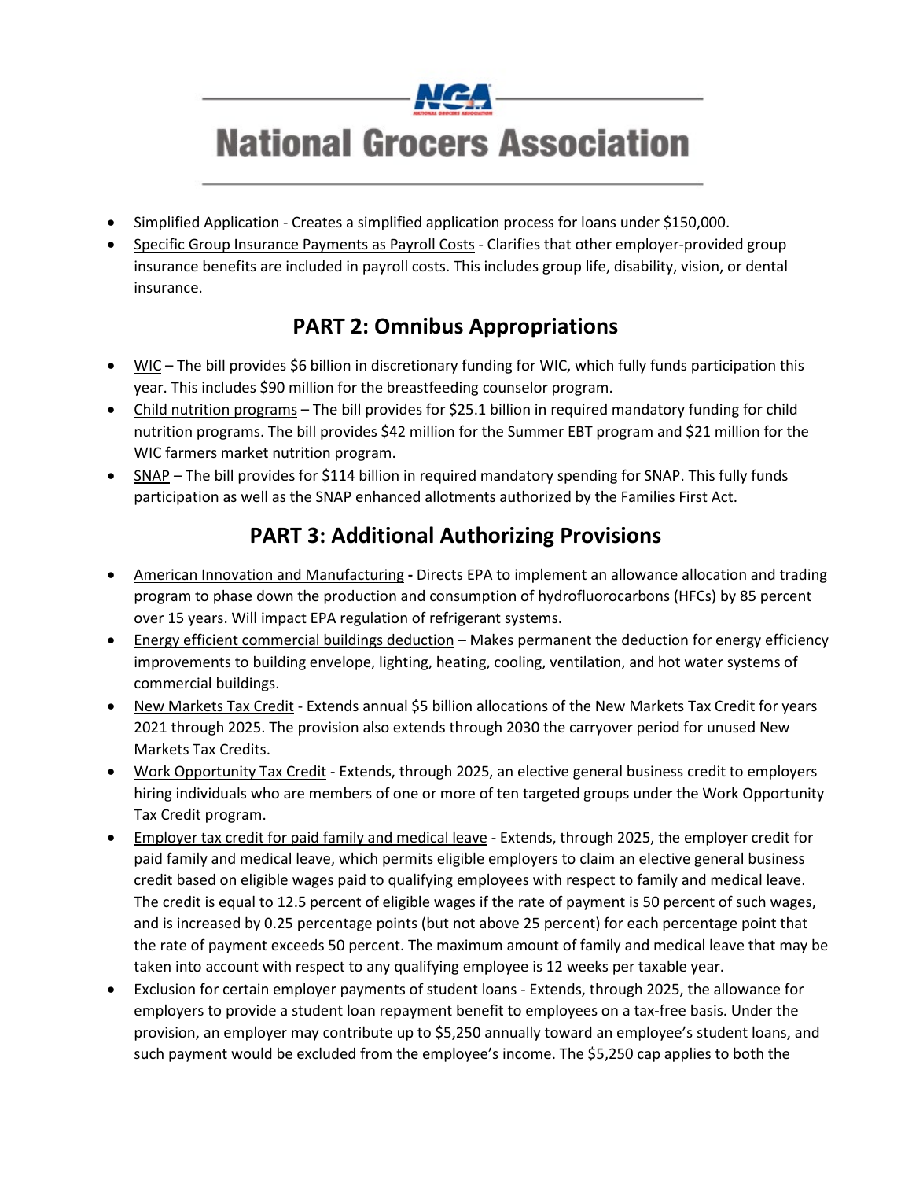- Simplified Application - Creates a simplified application process for loans under $150,000.
- Specific Group Insurance Payments as Payroll Costs - Clarifies that other employer-provided group insurance benefits are included in payroll costs. This includes group life, disability, vision, or dental insurance.

## PART 2: Omnibus Appropriations

- WIC – The bill provides $6 billion in discretionary funding for WIC, which fully funds participation this year. This includes $90 million for the breastfeeding counselor program.
- Child nutrition programs – The bill provides for $25.1 billion in required mandatory funding for child nutrition programs. The bill provides $42 million for the Summer EBT program and $21 million for the WIC farmers market nutrition program.
- SNAP – The bill provides for $114 billion in required mandatory spending for SNAP. This fully funds participation as well as the SNAP enhanced allotments authorized by the Families First Act.

## PART 3: Additional Authorizing Provisions

- American Innovation and Manufacturing **-** Directs EPA to implement an allowance allocation and trading program to phase down the production and consumption of hydrofluorocarbons (HFCs) by 85 percent over 15 years. Will impact EPA regulation of refrigerant systems.
- Energy efficient commercial buildings deduction – Makes permanent the deduction for energy efficiency improvements to building envelope, lighting, heating, cooling, ventilation, and hot water systems of commercial buildings.
- New Markets Tax Credit - Extends annual $5 billion allocations of the New Markets Tax Credit for years 2021 through 2025. The provision also extends through 2030 the carryover period for unused New Markets Tax Credits.
- Work Opportunity Tax Credit - Extends, through 2025, an elective general business credit to employers hiring individuals who are members of one or more of ten targeted groups under the Work Opportunity Tax Credit program.
- Employer tax credit for paid family and medical leave - Extends, through 2025, the employer credit for paid family and medical leave, which permits eligible employers to claim an elective general business credit based on eligible wages paid to qualifying employees with respect to family and medical leave. The credit is equal to 12.5 percent of eligible wages if the rate of payment is 50 percent of such wages, and is increased by 0.25 percentage points (but not above 25 percent) for each percentage point that the rate of payment exceeds 50 percent. The maximum amount of family and medical leave that may be taken into account with respect to any qualifying employee is 12 weeks per taxable year.
- Exclusion for certain employer payments of student loans - Extends, through 2025, the allowance for employers to provide a student loan repayment benefit to employees on a tax-free basis. Under the provision, an employer may contribute up to $5,250 annually toward an employee's student loans, and such payment would be excluded from the employee's income. The $5,250 cap applies to both the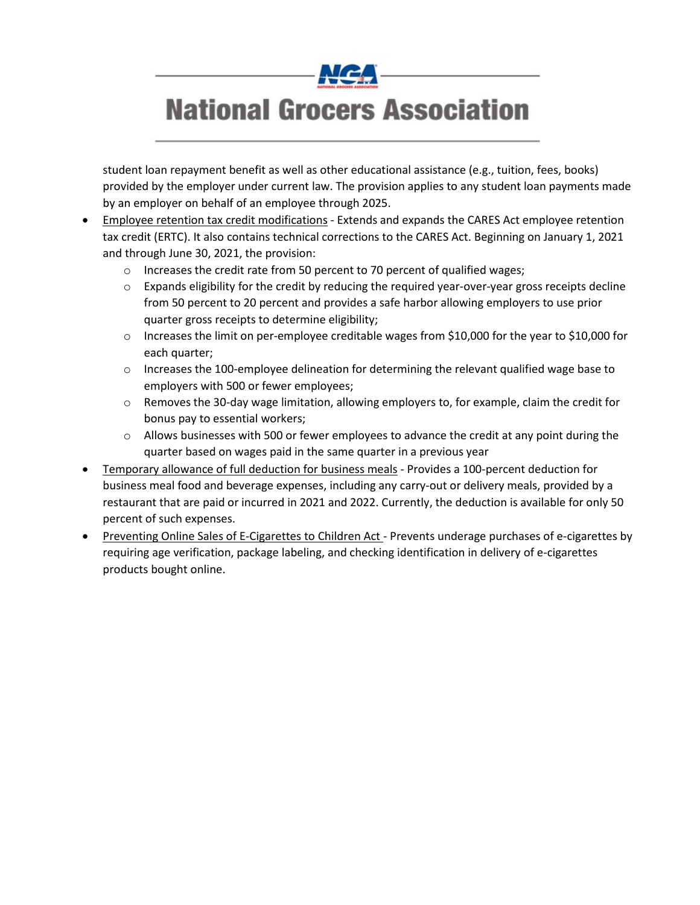student loan repayment benefit as well as other educational assistance (e.g., tuition, fees, books) provided by the employer under current law. The provision applies to any student loan payments made by an employer on behalf of an employee through 2025.

- Employee retention tax credit modifications - Extends and expands the CARES Act employee retention tax credit (ERTC). It also contains technical corrections to the CARES Act. Beginning on January 1, 2021 and through June 30, 2021, the provision:
    - Increases the credit rate from 50 percent to 70 percent of qualified wages;
    - Expands eligibility for the credit by reducing the required year-over-year gross receipts decline from 50 percent to 20 percent and provides a safe harbor allowing employers to use prior quarter gross receipts to determine eligibility;
    - Increases the limit on per-employee creditable wages from $10,000 for the year to $10,000 for each quarter;
    - Increases the 100-employee delineation for determining the relevant qualified wage base to employers with 500 or fewer employees;
    - Removes the 30-day wage limitation, allowing employers to, for example, claim the credit for bonus pay to essential workers;
    - Allows businesses with 500 or fewer employees to advance the credit at any point during the quarter based on wages paid in the same quarter in a previous year
- Temporary allowance of full deduction for business meals - Provides a 100-percent deduction for business meal food and beverage expenses, including any carry-out or delivery meals, provided by a restaurant that are paid or incurred in 2021 and 2022. Currently, the deduction is available for only 50 percent of such expenses.
- Preventing Online Sales of E-Cigarettes to Children Act - Prevents underage purchases of e-cigarettes by requiring age verification, package labeling, and checking identification in delivery of e-cigarettes products bought online.